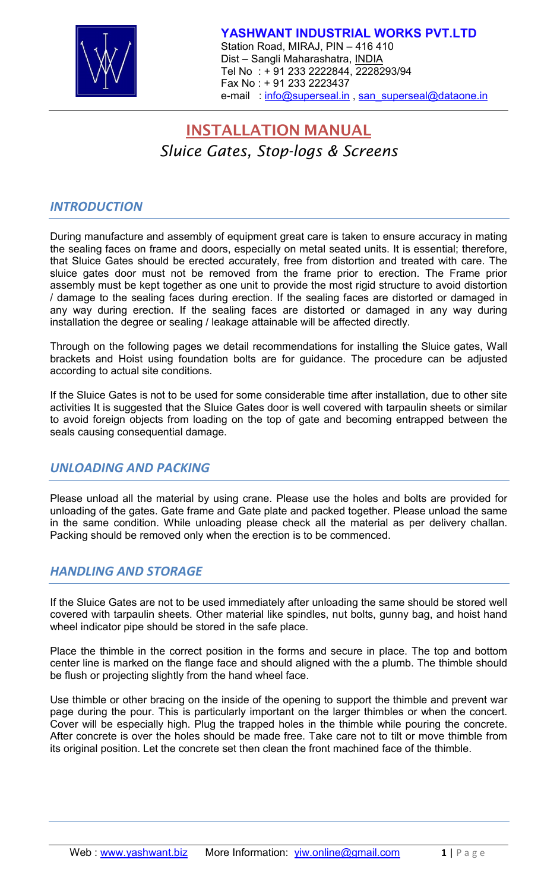**YASHWANT INDUSTRIAL WORKS PVT.LTD**
Station Road, MIRAJ, PIN – 416 410
Dist – Sangli Maharashatra, INDIA
Tel No : + 91 233 2222844, 2228293/94
Fax No : + 91 233 2223437
e-mail : info@superseal.in , san_superseal@dataone.in

# INSTALLATION MANUAL

*Sluice Gates, Stop-logs & Screens*

## *INTRODUCTION*

During manufacture and assembly of equipment great care is taken to ensure accuracy in mating the sealing faces on frame and doors, especially on metal seated units. It is essential; therefore, that Sluice Gates should be erected accurately, free from distortion and treated with care. The sluice gates door must not be removed from the frame prior to erection. The Frame prior assembly must be kept together as one unit to provide the most rigid structure to avoid distortion / damage to the sealing faces during erection. If the sealing faces are distorted or damaged in any way during erection. If the sealing faces are distorted or damaged in any way during installation the degree or sealing / leakage attainable will be affected directly.

Through on the following pages we detail recommendations for installing the Sluice gates, Wall brackets and Hoist using foundation bolts are for guidance. The procedure can be adjusted according to actual site conditions.

If the Sluice Gates is not to be used for some considerable time after installation, due to other site activities It is suggested that the Sluice Gates door is well covered with tarpaulin sheets or similar to avoid foreign objects from loading on the top of gate and becoming entrapped between the seals causing consequential damage.

## *UNLOADING AND PACKING*

Please unload all the material by using crane. Please use the holes and bolts are provided for unloading of the gates. Gate frame and Gate plate and packed together. Please unload the same in the same condition. While unloading please check all the material as per delivery challan. Packing should be removed only when the erection is to be commenced.

## *HANDLING AND STORAGE*

If the Sluice Gates are not to be used immediately after unloading the same should be stored well covered with tarpaulin sheets. Other material like spindles, nut bolts, gunny bag, and hoist hand wheel indicator pipe should be stored in the safe place.

Place the thimble in the correct position in the forms and secure in place. The top and bottom center line is marked on the flange face and should aligned with the a plumb. The thimble should be flush or projecting slightly from the hand wheel face.

Use thimble or other bracing on the inside of the opening to support the thimble and prevent war page during the pour. This is particularly important on the larger thimbles or when the concert. Cover will be especially high. Plug the trapped holes in the thimble while pouring the concrete. After concrete is over the holes should be made free. Take care not to tilt or move thimble from its original position. Let the concrete set then clean the front machined face of the thimble.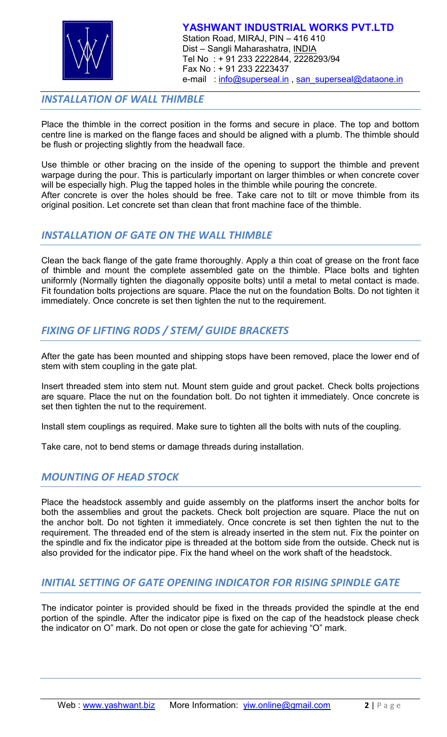## *INSTALLATION OF WALL THIMBLE*

Place the thimble in the correct position in the forms and secure in place. The top and bottom centre line is marked on the flange faces and should be aligned with a plumb. The thimble should be flush or projecting slightly from the headwall face.

Use thimble or other bracing on the inside of the opening to support the thimble and prevent warpage during the pour. This is particularly important on larger thimbles or when concrete cover will be especially high. Plug the tapped holes in the thimble while pouring the concrete.
After concrete is over the holes should be free. Take care not to tilt or move thimble from its original position. Let concrete set than clean that front machine face of the thimble.

## *INSTALLATION OF GATE ON THE WALL THIMBLE*

Clean the back flange of the gate frame thoroughly. Apply a thin coat of grease on the front face of thimble and mount the complete assembled gate on the thimble. Place bolts and tighten uniformly (Normally tighten the diagonally opposite bolts) until a metal to metal contact is made. Fit foundation bolts projections are square. Place the nut on the foundation Bolts. Do not tighten it immediately. Once concrete is set then tighten the nut to the requirement.

## *FIXING OF LIFTING RODS / STEM/ GUIDE BRACKETS*

After the gate has been mounted and shipping stops have been removed, place the lower end of stem with stem coupling in the gate plat.

Insert threaded stem into stem nut. Mount stem guide and grout packet. Check bolts projections are square. Place the nut on the foundation bolt. Do not tighten it immediately. Once concrete is set then tighten the nut to the requirement.

Install stem couplings as required. Make sure to tighten all the bolts with nuts of the coupling.

Take care, not to bend stems or damage threads during installation.

## *MOUNTING OF HEAD STOCK*

Place the headstock assembly and guide assembly on the platforms insert the anchor bolts for both the assemblies and grout the packets. Check bolt projection are square. Place the nut on the anchor bolt. Do not tighten it immediately. Once concrete is set then tighten the nut to the requirement. The threaded end of the stem is already inserted in the stem nut. Fix the pointer on the spindle and fix the indicator pipe is threaded at the bottom side from the outside. Check nut is also provided for the indicator pipe. Fix the hand wheel on the work shaft of the headstock.

## *INITIAL SETTING OF GATE OPENING INDICATOR FOR RISING SPINDLE GATE*

The indicator pointer is provided should be fixed in the threads provided the spindle at the end portion of the spindle. After the indicator pipe is fixed on the cap of the headstock please check the indicator on O" mark. Do not open or close the gate for achieving "O" mark.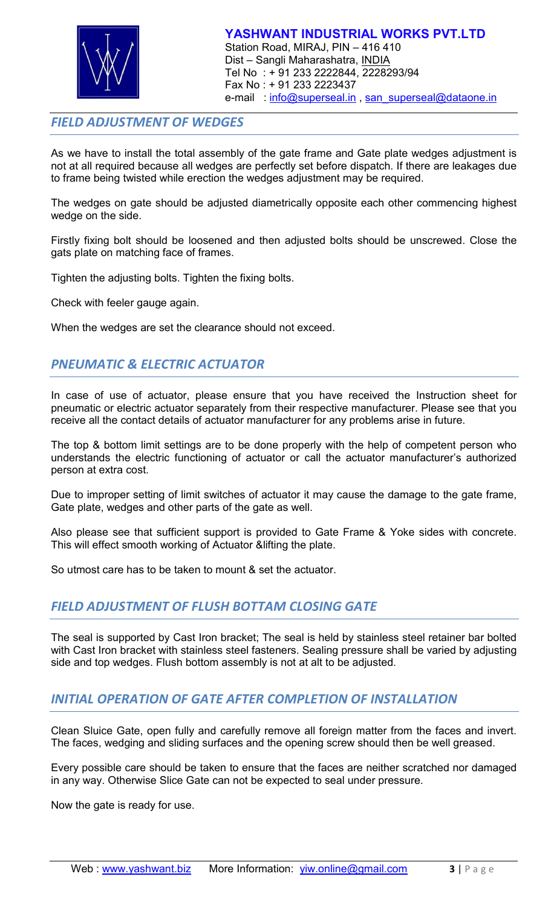## *FIELD ADJUSTMENT OF WEDGES*

As we have to install the total assembly of the gate frame and Gate plate wedges adjustment is not at all required because all wedges are perfectly set before dispatch. If there are leakages due to frame being twisted while erection the wedges adjustment may be required.

The wedges on gate should be adjusted diametrically opposite each other commencing highest wedge on the side.

Firstly fixing bolt should be loosened and then adjusted bolts should be unscrewed. Close the gats plate on matching face of frames.

Tighten the adjusting bolts. Tighten the fixing bolts.

Check with feeler gauge again.

When the wedges are set the clearance should not exceed.

## *PNEUMATIC & ELECTRIC ACTUATOR*

In case of use of actuator, please ensure that you have received the Instruction sheet for pneumatic or electric actuator separately from their respective manufacturer. Please see that you receive all the contact details of actuator manufacturer for any problems arise in future.

The top & bottom limit settings are to be done properly with the help of competent person who understands the electric functioning of actuator or call the actuator manufacturer's authorized person at extra cost.

Due to improper setting of limit switches of actuator it may cause the damage to the gate frame, Gate plate, wedges and other parts of the gate as well.

Also please see that sufficient support is provided to Gate Frame & Yoke sides with concrete. This will effect smooth working of Actuator &lifting the plate.

So utmost care has to be taken to mount & set the actuator.

## *FIELD ADJUSTMENT OF FLUSH BOTTAM CLOSING GATE*

The seal is supported by Cast Iron bracket; The seal is held by stainless steel retainer bar bolted with Cast Iron bracket with stainless steel fasteners. Sealing pressure shall be varied by adjusting side and top wedges. Flush bottom assembly is not at alt to be adjusted.

## *INITIAL OPERATION OF GATE AFTER COMPLETION OF INSTALLATION*

Clean Sluice Gate, open fully and carefully remove all foreign matter from the faces and invert. The faces, wedging and sliding surfaces and the opening screw should then be well greased.

Every possible care should be taken to ensure that the faces are neither scratched nor damaged in any way. Otherwise Slice Gate can not be expected to seal under pressure.

Now the gate is ready for use.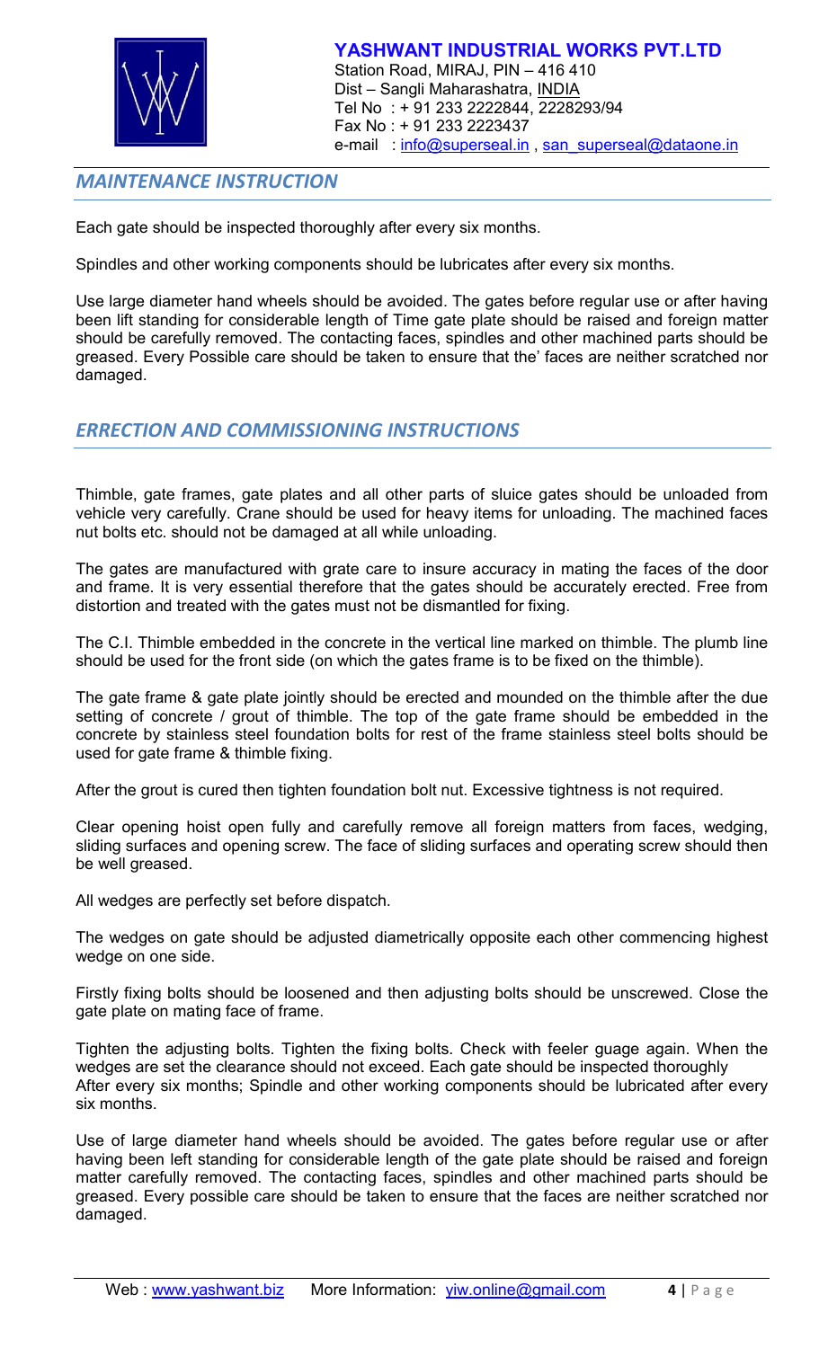## *MAINTENANCE INSTRUCTION*

Each gate should be inspected thoroughly after every six months.

Spindles and other working components should be lubricates after every six months.

Use large diameter hand wheels should be avoided. The gates before regular use or after having been lift standing for considerable length of Time gate plate should be raised and foreign matter should be carefully removed. The contacting faces, spindles and other machined parts should be greased. Every Possible care should be taken to ensure that the' faces are neither scratched nor damaged.

## *ERRECTION AND COMMISSIONING INSTRUCTIONS*

Thimble, gate frames, gate plates and all other parts of sluice gates should be unloaded from vehicle very carefully. Crane should be used for heavy items for unloading. The machined faces nut bolts etc. should not be damaged at all while unloading.

The gates are manufactured with grate care to insure accuracy in mating the faces of the door and frame. It is very essential therefore that the gates should be accurately erected. Free from distortion and treated with the gates must not be dismantled for fixing.

The C.I. Thimble embedded in the concrete in the vertical line marked on thimble. The plumb line should be used for the front side (on which the gates frame is to be fixed on the thimble).

The gate frame & gate plate jointly should be erected and mounded on the thimble after the due setting of concrete / grout of thimble. The top of the gate frame should be embedded in the concrete by stainless steel foundation bolts for rest of the frame stainless steel bolts should be used for gate frame & thimble fixing.

After the grout is cured then tighten foundation bolt nut. Excessive tightness is not required.

Clear opening hoist open fully and carefully remove all foreign matters from faces, wedging, sliding surfaces and opening screw. The face of sliding surfaces and operating screw should then be well greased.

All wedges are perfectly set before dispatch.

The wedges on gate should be adjusted diametrically opposite each other commencing highest wedge on one side.

Firstly fixing bolts should be loosened and then adjusting bolts should be unscrewed. Close the gate plate on mating face of frame.

Tighten the adjusting bolts. Tighten the fixing bolts. Check with feeler guage again. When the wedges are set the clearance should not exceed. Each gate should be inspected thoroughly After every six months; Spindle and other working components should be lubricated after every six months.

Use of large diameter hand wheels should be avoided. The gates before regular use or after having been left standing for considerable length of the gate plate should be raised and foreign matter carefully removed. The contacting faces, spindles and other machined parts should be greased. Every possible care should be taken to ensure that the faces are neither scratched nor damaged.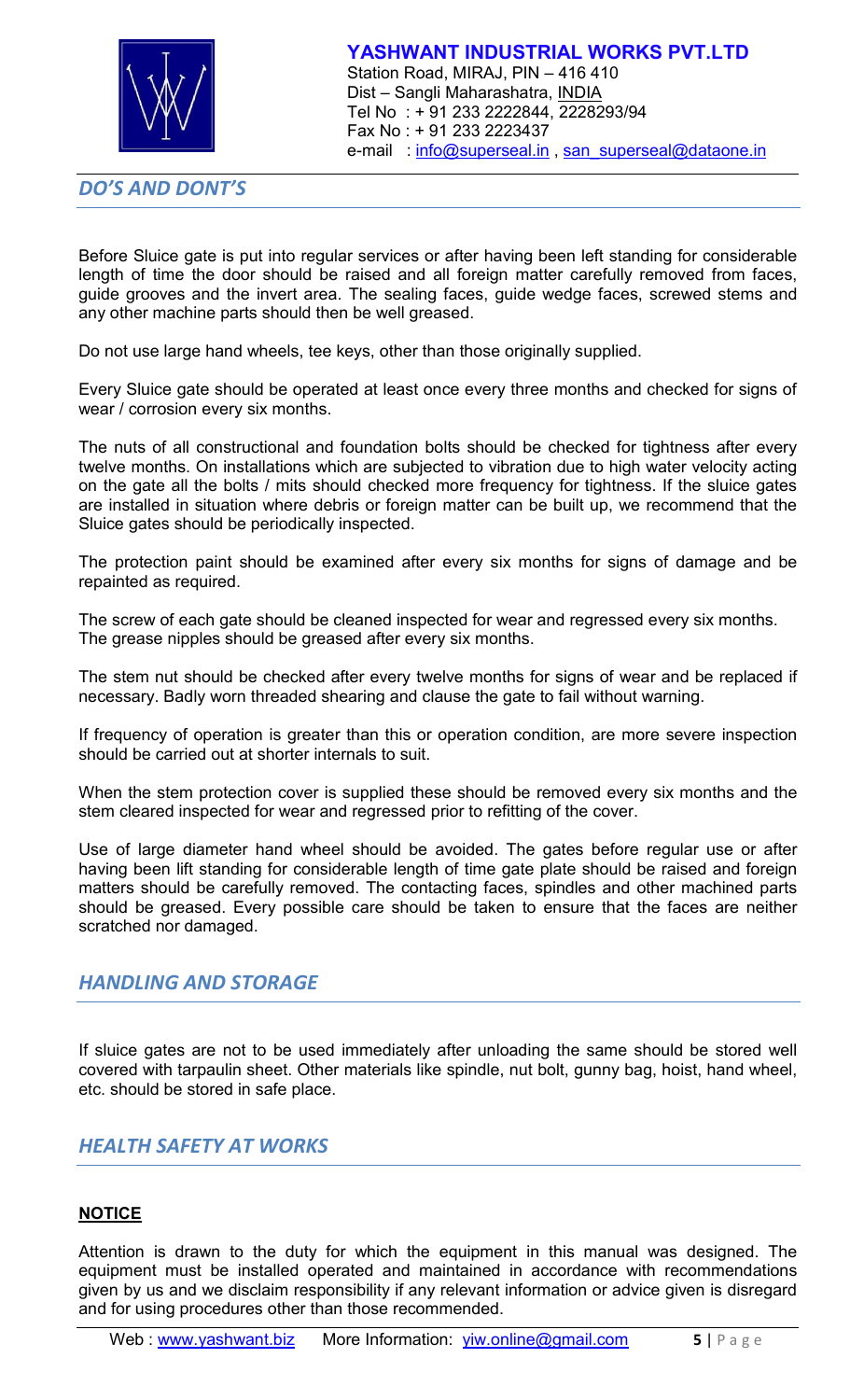## *DO'S AND DONT'S*

Before Sluice gate is put into regular services or after having been left standing for considerable length of time the door should be raised and all foreign matter carefully removed from faces, guide grooves and the invert area. The sealing faces, guide wedge faces, screwed stems and any other machine parts should then be well greased.

Do not use large hand wheels, tee keys, other than those originally supplied.

Every Sluice gate should be operated at least once every three months and checked for signs of wear / corrosion every six months.

The nuts of all constructional and foundation bolts should be checked for tightness after every twelve months. On installations which are subjected to vibration due to high water velocity acting on the gate all the bolts / mits should checked more frequency for tightness. If the sluice gates are installed in situation where debris or foreign matter can be built up, we recommend that the Sluice gates should be periodically inspected.

The protection paint should be examined after every six months for signs of damage and be repainted as required.

The screw of each gate should be cleaned inspected for wear and regressed every six months. The grease nipples should be greased after every six months.

The stem nut should be checked after every twelve months for signs of wear and be replaced if necessary. Badly worn threaded shearing and clause the gate to fail without warning.

If frequency of operation is greater than this or operation condition, are more severe inspection should be carried out at shorter internals to suit.

When the stem protection cover is supplied these should be removed every six months and the stem cleared inspected for wear and regressed prior to refitting of the cover.

Use of large diameter hand wheel should be avoided. The gates before regular use or after having been lift standing for considerable length of time gate plate should be raised and foreign matters should be carefully removed. The contacting faces, spindles and other machined parts should be greased. Every possible care should be taken to ensure that the faces are neither scratched nor damaged.

## *HANDLING AND STORAGE*

If sluice gates are not to be used immediately after unloading the same should be stored well covered with tarpaulin sheet. Other materials like spindle, nut bolt, gunny bag, hoist, hand wheel, etc. should be stored in safe place.

## *HEALTH SAFETY AT WORKS*

**NOTICE**

Attention is drawn to the duty for which the equipment in this manual was designed. The equipment must be installed operated and maintained in accordance with recommendations given by us and we disclaim responsibility if any relevant information or advice given is disregard and for using procedures other than those recommended.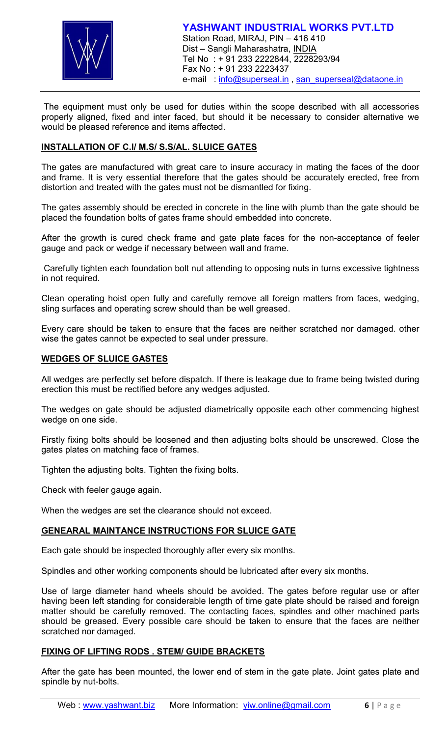The equipment must only be used for duties within the scope described with all accessories properly aligned, fixed and inter faced, but should it be necessary to consider alternative we would be pleased reference and items affected.

## INSTALLATION OF C.I/ M.S/ S.S/AL. SLUICE GATES

The gates are manufactured with great care to insure accuracy in mating the faces of the door and frame. It is very essential therefore that the gates should be accurately erected, free from distortion and treated with the gates must not be dismantled for fixing.

The gates assembly should be erected in concrete in the line with plumb than the gate should be placed the foundation bolts of gates frame should embedded into concrete.

After the growth is cured check frame and gate plate faces for the non-acceptance of feeler gauge and pack or wedge if necessary between wall and frame.

Carefully tighten each foundation bolt nut attending to opposing nuts in turns excessive tightness in not required.

Clean operating hoist open fully and carefully remove all foreign matters from faces, wedging, sling surfaces and operating screw should than be well greased.

Every care should be taken to ensure that the faces are neither scratched nor damaged. other wise the gates cannot be expected to seal under pressure.

## WEDGES OF SLUICE GASTES

All wedges are perfectly set before dispatch. If there is leakage due to frame being twisted during erection this must be rectified before any wedges adjusted.

The wedges on gate should be adjusted diametrically opposite each other commencing highest wedge on one side.

Firstly fixing bolts should be loosened and then adjusting bolts should be unscrewed. Close the gates plates on matching face of frames.

Tighten the adjusting bolts. Tighten the fixing bolts.

Check with feeler gauge again.

When the wedges are set the clearance should not exceed.

## GENEARAL MAINTANCE INSTRUCTIONS FOR SLUICE GATE

Each gate should be inspected thoroughly after every six months.

Spindles and other working components should be lubricated after every six months.

Use of large diameter hand wheels should be avoided. The gates before regular use or after having been left standing for considerable length of time gate plate should be raised and foreign matter should be carefully removed. The contacting faces, spindles and other machined parts should be greased. Every possible care should be taken to ensure that the faces are neither scratched nor damaged.

## FIXING OF LIFTING RODS . STEM/ GUIDE BRACKETS

After the gate has been mounted, the lower end of stem in the gate plate. Joint gates plate and spindle by nut-bolts.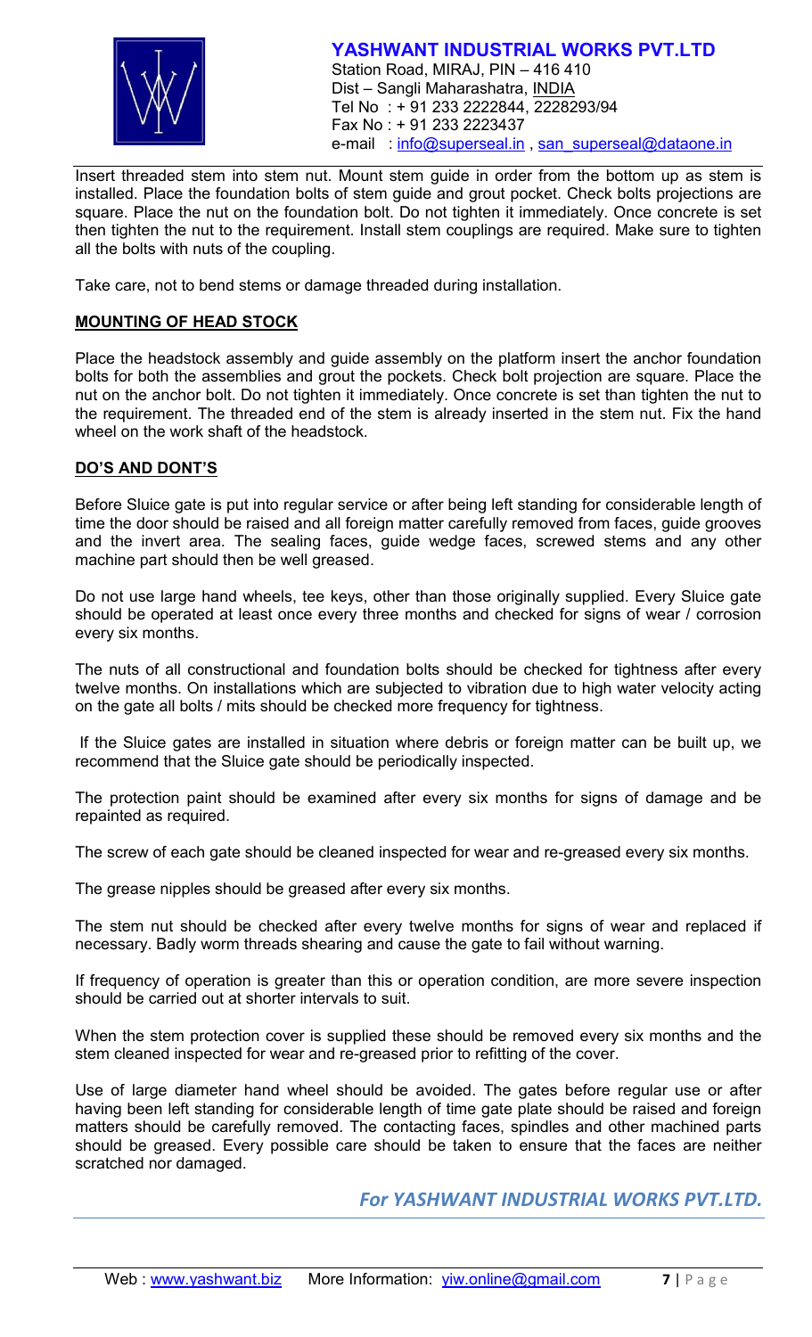Insert threaded stem into stem nut. Mount stem guide in order from the bottom up as stem is installed. Place the foundation bolts of stem guide and grout pocket. Check bolts projections are square. Place the nut on the foundation bolt. Do not tighten it immediately. Once concrete is set then tighten the nut to the requirement. Install stem couplings are required. Make sure to tighten all the bolts with nuts of the coupling.

Take care, not to bend stems or damage threaded during installation.

## MOUNTING OF HEAD STOCK

Place the headstock assembly and guide assembly on the platform insert the anchor foundation bolts for both the assemblies and grout the pockets. Check bolt projection are square. Place the nut on the anchor bolt. Do not tighten it immediately. Once concrete is set than tighten the nut to the requirement. The threaded end of the stem is already inserted in the stem nut. Fix the hand wheel on the work shaft of the headstock.

## DO'S AND DONT'S

Before Sluice gate is put into regular service or after being left standing for considerable length of time the door should be raised and all foreign matter carefully removed from faces, guide grooves and the invert area. The sealing faces, guide wedge faces, screwed stems and any other machine part should then be well greased.

Do not use large hand wheels, tee keys, other than those originally supplied. Every Sluice gate should be operated at least once every three months and checked for signs of wear / corrosion every six months.

The nuts of all constructional and foundation bolts should be checked for tightness after every twelve months. On installations which are subjected to vibration due to high water velocity acting on the gate all bolts / mits should be checked more frequency for tightness.

If the Sluice gates are installed in situation where debris or foreign matter can be built up, we recommend that the Sluice gate should be periodically inspected.

The protection paint should be examined after every six months for signs of damage and be repainted as required.

The screw of each gate should be cleaned inspected for wear and re-greased every six months.

The grease nipples should be greased after every six months.

The stem nut should be checked after every twelve months for signs of wear and replaced if necessary. Badly worm threads shearing and cause the gate to fail without warning.

If frequency of operation is greater than this or operation condition, are more severe inspection should be carried out at shorter intervals to suit.

When the stem protection cover is supplied these should be removed every six months and the stem cleaned inspected for wear and re-greased prior to refitting of the cover.

Use of large diameter hand wheel should be avoided. The gates before regular use or after having been left standing for considerable length of time gate plate should be raised and foreign matters should be carefully removed. The contacting faces, spindles and other machined parts should be greased. Every possible care should be taken to ensure that the faces are neither scratched nor damaged.

***For YASHWANT INDUSTRIAL WORKS PVT.LTD.***